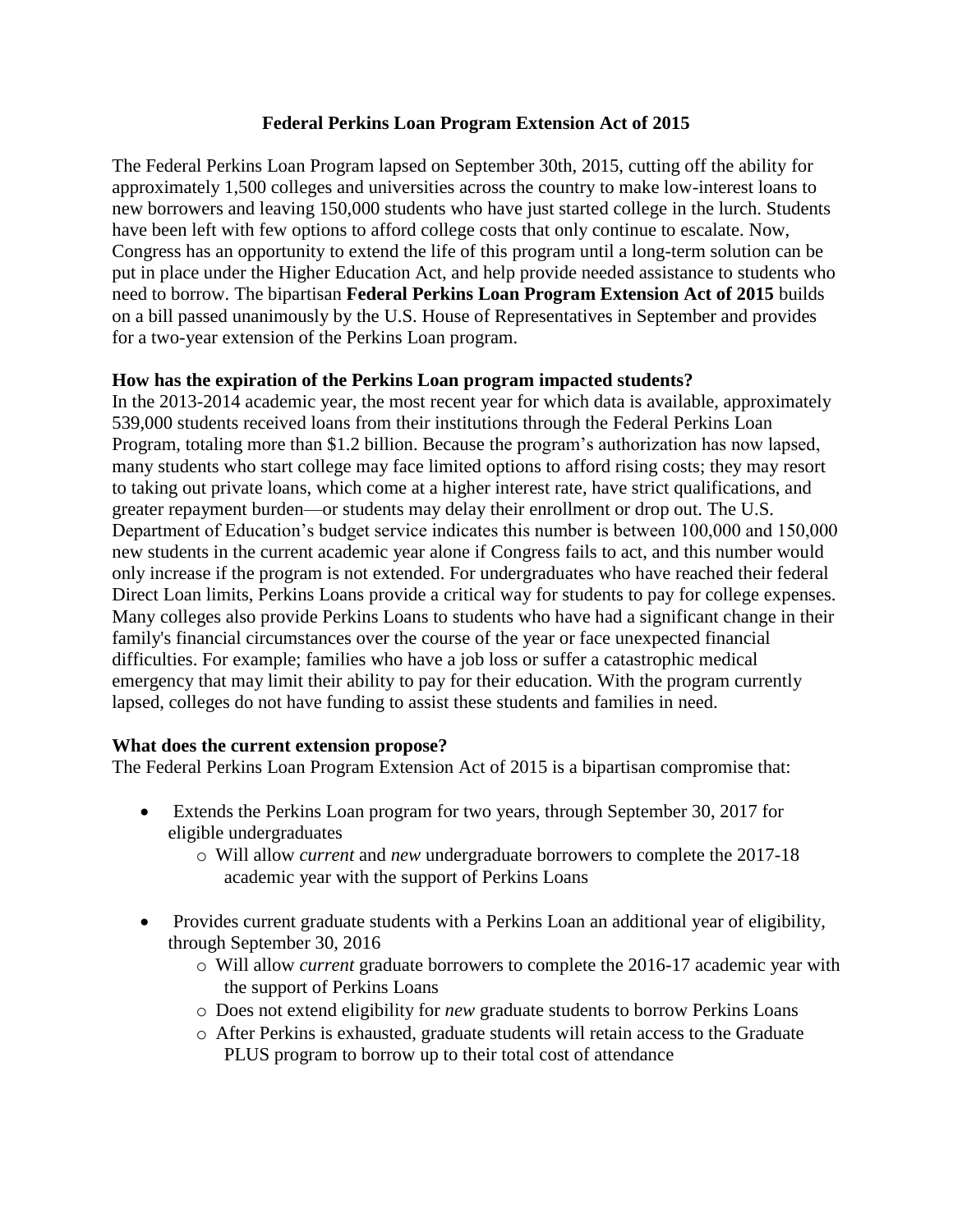# Federal Perkins Loan Program Extension Act of 2015

The Federal Perkins Loan Program lapsed on September 30th, 2015, cutting off the ability for approximately 1,500 colleges and universities across the country to make low-interest loans to new borrowers and leaving 150,000 students who have just started college in the lurch. Students have been left with few options to afford college costs that only continue to escalate. Now, Congress has an opportunity to extend the life of this program until a long-term solution can be put in place under the Higher Education Act, and help provide needed assistance to students who need to borrow. The bipartisan **Federal Perkins Loan Program Extension Act of 2015** builds on a bill passed unanimously by the U.S. House of Representatives in September and provides for a two-year extension of the Perkins Loan program.

### How has the expiration of the Perkins Loan program impacted students?

In the 2013-2014 academic year, the most recent year for which data is available, approximately 539,000 students received loans from their institutions through the Federal Perkins Loan Program, totaling more than $1.2 billion. Because the program's authorization has now lapsed, many students who start college may face limited options to afford rising costs; they may resort to taking out private loans, which come at a higher interest rate, have strict qualifications, and greater repayment burden—or students may delay their enrollment or drop out. The U.S. Department of Education's budget service indicates this number is between 100,000 and 150,000 new students in the current academic year alone if Congress fails to act, and this number would only increase if the program is not extended. For undergraduates who have reached their federal Direct Loan limits, Perkins Loans provide a critical way for students to pay for college expenses. Many colleges also provide Perkins Loans to students who have had a significant change in their family's financial circumstances over the course of the year or face unexpected financial difficulties. For example; families who have a job loss or suffer a catastrophic medical emergency that may limit their ability to pay for their education. With the program currently lapsed, colleges do not have funding to assist these students and families in need.

### What does the current extension propose?

The Federal Perkins Loan Program Extension Act of 2015 is a bipartisan compromise that:

- Extends the Perkins Loan program for two years, through September 30, 2017 for eligible undergraduates
  - Will allow *current* and *new* undergraduate borrowers to complete the 2017-18 academic year with the support of Perkins Loans
- Provides current graduate students with a Perkins Loan an additional year of eligibility, through September 30, 2016
  - Will allow *current* graduate borrowers to complete the 2016-17 academic year with the support of Perkins Loans
  - Does not extend eligibility for *new* graduate students to borrow Perkins Loans
  - After Perkins is exhausted, graduate students will retain access to the Graduate PLUS program to borrow up to their total cost of attendance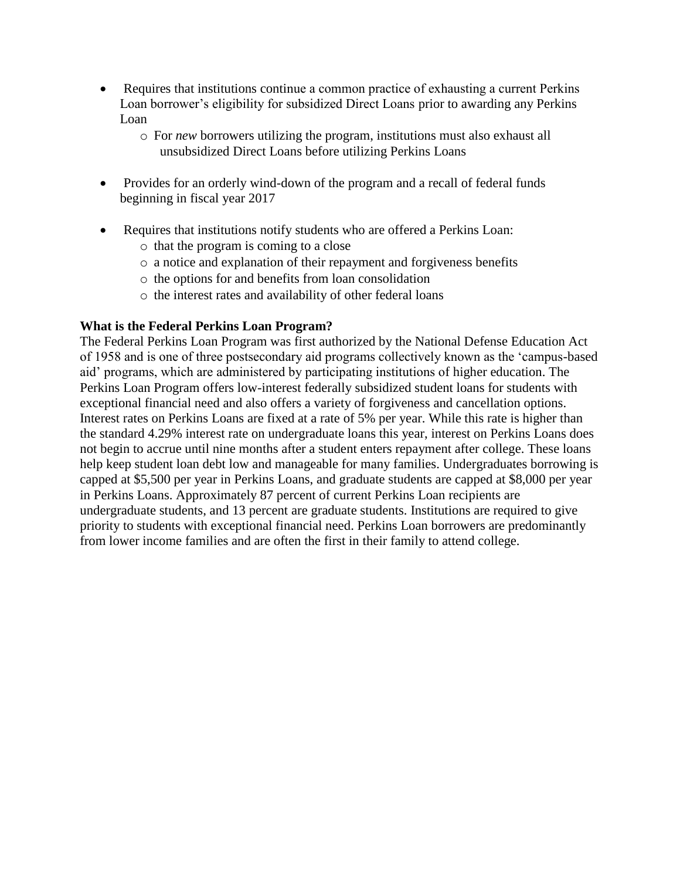- Requires that institutions continue a common practice of exhausting a current Perkins Loan borrower's eligibility for subsidized Direct Loans prior to awarding any Perkins Loan
    - For *new* borrowers utilizing the program, institutions must also exhaust all unsubsidized Direct Loans before utilizing Perkins Loans

- Provides for an orderly wind-down of the program and a recall of federal funds beginning in fiscal year 2017

- Requires that institutions notify students who are offered a Perkins Loan:
    - that the program is coming to a close
    - a notice and explanation of their repayment and forgiveness benefits
    - the options for and benefits from loan consolidation
    - the interest rates and availability of other federal loans

**What is the Federal Perkins Loan Program?**

The Federal Perkins Loan Program was first authorized by the National Defense Education Act of 1958 and is one of three postsecondary aid programs collectively known as the 'campus-based aid' programs, which are administered by participating institutions of higher education. The Perkins Loan Program offers low-interest federally subsidized student loans for students with exceptional financial need and also offers a variety of forgiveness and cancellation options. Interest rates on Perkins Loans are fixed at a rate of 5% per year. While this rate is higher than the standard 4.29% interest rate on undergraduate loans this year, interest on Perkins Loans does not begin to accrue until nine months after a student enters repayment after college. These loans help keep student loan debt low and manageable for many families. Undergraduates borrowing is capped at $5,500 per year in Perkins Loans, and graduate students are capped at $8,000 per year in Perkins Loans. Approximately 87 percent of current Perkins Loan recipients are undergraduate students, and 13 percent are graduate students. Institutions are required to give priority to students with exceptional financial need. Perkins Loan borrowers are predominantly from lower income families and are often the first in their family to attend college.